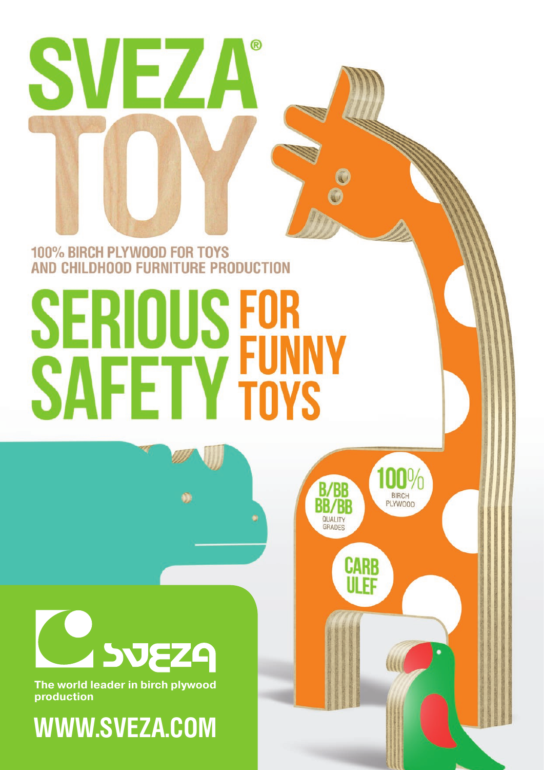# SVEZA® TOY

**100% BIRCH PLYWOOD FOR TOYS AND CHILDHOOD FURNITURE PRODUCTION**

## SERIOUS SAFETY FOR FUNNY TOYS

100% BIRCH PLYWOOD

B/BB BB/BB QUALITY GRADES

CARB ULEF

SVEZA

**The world leader in birch plywood production**

## WWW.SVEZA.COM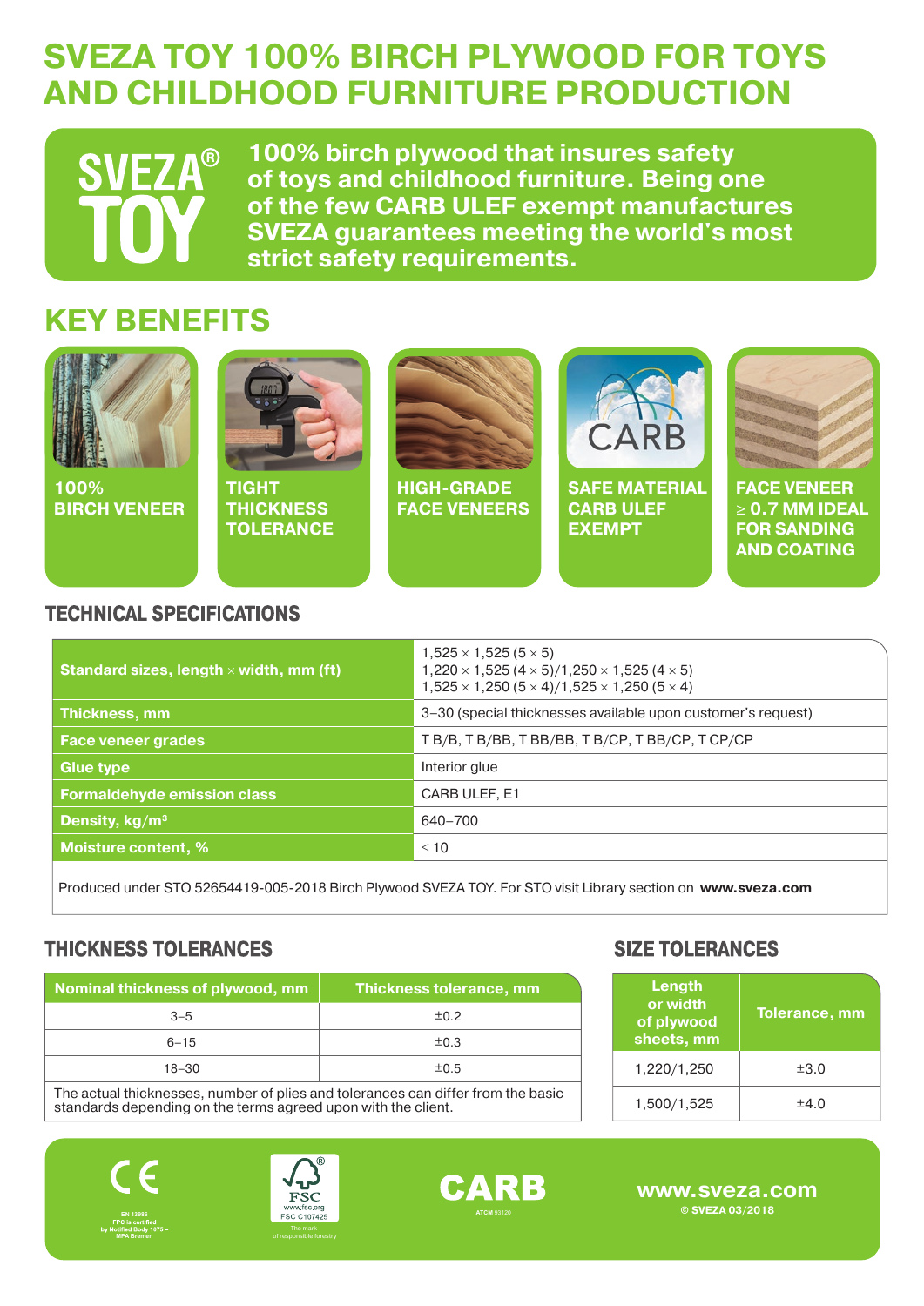# SVEZA TOY 100% BIRCH PLYWOOD FOR TOYS AND CHILDHOOD FURNITURE PRODUCTION

SVEZA® TOY

**100% birch plywood that insures safety of toys and childhood furniture. Being one of the few CARB ULEF exempt manufactures SVEZA guarantees meeting the world's most strict safety requirements.**

## KEY BENEFITS

- 100% BIRCH VENEER
- TIGHT THICKNESS TOLERANCE
- HIGH-GRADE FACE VENEERS
- SAFE MATERIAL CARB ULEF EXEMPT
- FACE VENEER ≥ 0.7 MM IDEAL FOR SANDING AND COATING

### TECHNICAL SPECIFICATIONS

| | |
|---|---|
| Standard sizes, length × width, mm (ft) | 1,525 × 1,525 (5 × 5)<br>1,220 × 1,525 (4 × 5)/1,250 × 1,525 (4 × 5)<br>1,525 × 1,250 (5 × 4)/1,525 × 1,250 (5 × 4) |
| Thickness, mm | 3–30 (special thicknesses available upon customer's request) |
| Face veneer grades | T B/B, T B/BB, T BB/BB, T B/CP, T BB/CP, T CP/CP |
| Glue type | Interior glue |
| Formaldehyde emission class | CARB ULEF, E1 |
| Density, kg/m³ | 640–700 |
| Moisture content, % | ≤ 10 |

Produced under STO 52654419-005-2018 Birch Plywood SVEZA TOY. For STO visit Library section on **www.sveza.com**

### THICKNESS TOLERANCES

| Nominal thickness of plywood, mm | Thickness tolerance, mm |
|---|---|
| 3–5 | ±0.2 |
| 6–15 | ±0.3 |
| 18–30 | ±0.5 |

The actual thicknesses, number of plies and tolerances can differ from the basic standards depending on the terms agreed upon with the client.

### SIZE TOLERANCES

| Length or width of plywood sheets, mm | Tolerance, mm |
|---|---|
| 1,220/1,250 | ±3.0 |
| 1,500/1,525 | ±4.0 |

CE — EN 13986 FPC is certified by Notified Body 1075 – MPA Bremen

FSC — www.fsc.org FSC C107425 — The mark of responsible forestry

CARB — ATCM 93120

**www.sveza.com**

© SVEZA 03/2018